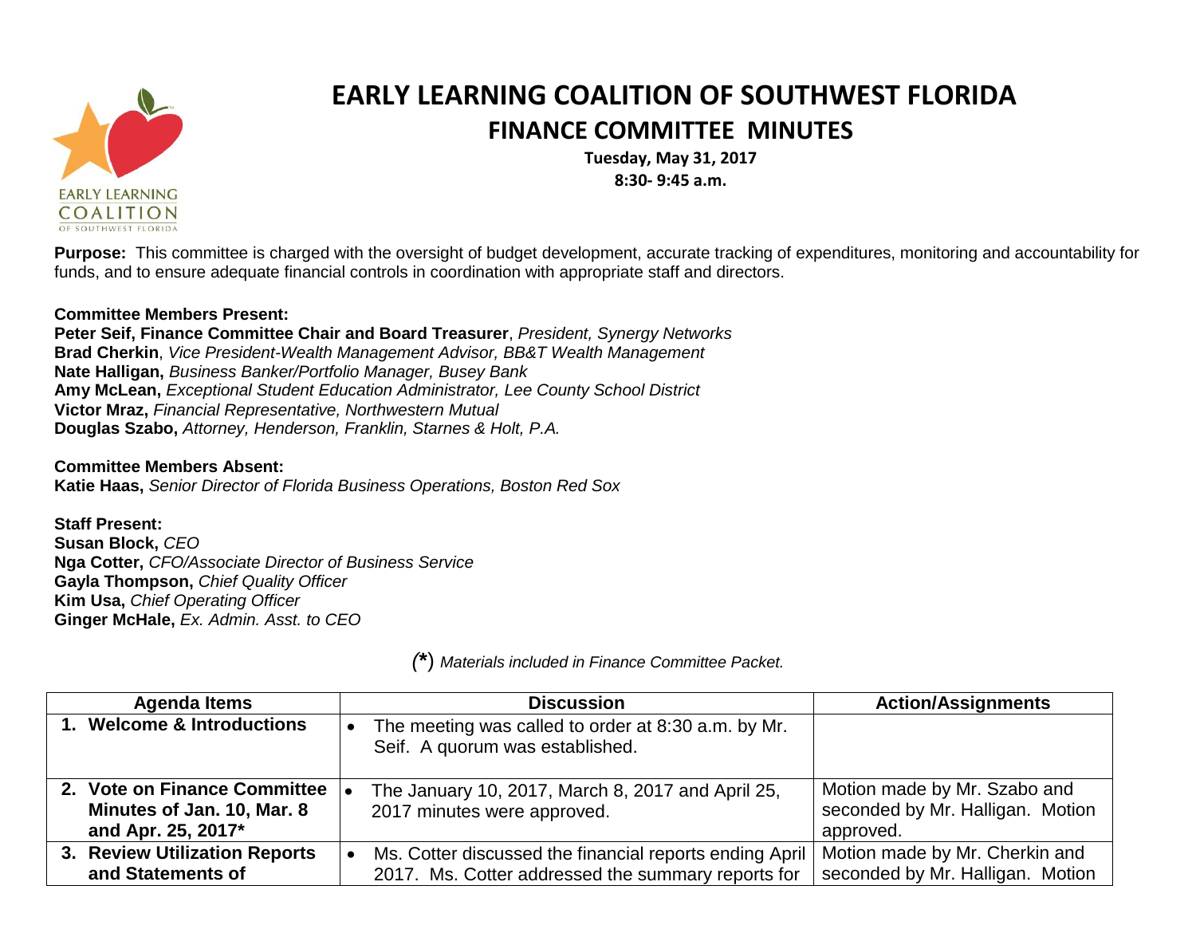# EARLY LEARNING COALITION OF SOUTHWEST FLORIDA

## FINANCE COMMITTEE MINUTES

**Tuesday, May 31, 2017**
**8:30- 9:45 a.m.**

**Purpose:** This committee is charged with the oversight of budget development, accurate tracking of expenditures, monitoring and accountability for funds, and to ensure adequate financial controls in coordination with appropriate staff and directors.

**Committee Members Present:**
**Peter Seif, Finance Committee Chair and Board Treasurer**, *President, Synergy Networks*
**Brad Cherkin**, *Vice President-Wealth Management Advisor, BB&T Wealth Management*
**Nate Halligan,** *Business Banker/Portfolio Manager, Busey Bank*
**Amy McLean,** *Exceptional Student Education Administrator, Lee County School District*
**Victor Mraz,** *Financial Representative, Northwestern Mutual*
**Douglas Szabo,** *Attorney, Henderson, Franklin, Starnes & Holt, P.A.*

**Committee Members Absent:**
**Katie Haas,** *Senior Director of Florida Business Operations, Boston Red Sox*

**Staff Present:**
**Susan Block,** *CEO*
**Nga Cotter,** *CFO/Associate Director of Business Service*
**Gayla Thompson,** *Chief Quality Officer*
**Kim Usa,** *Chief Operating Officer*
**Ginger McHale,** *Ex. Admin. Asst. to CEO*

*(\*) Materials included in Finance Committee Packet.*

| Agenda Items | Discussion | Action/Assignments |
|---|---|---|
| **1. Welcome & Introductions** | • The meeting was called to order at 8:30 a.m. by Mr. Seif. A quorum was established. | |
| **2. Vote on Finance Committee Minutes of Jan. 10, Mar. 8 and Apr. 25, 2017*** | • The January 10, 2017, March 8, 2017 and April 25, 2017 minutes were approved. | Motion made by Mr. Szabo and seconded by Mr. Halligan. Motion approved. |
| **3. Review Utilization Reports and Statements of** | • Ms. Cotter discussed the financial reports ending April 2017. Ms. Cotter addressed the summary reports for | Motion made by Mr. Cherkin and seconded by Mr. Halligan. Motion |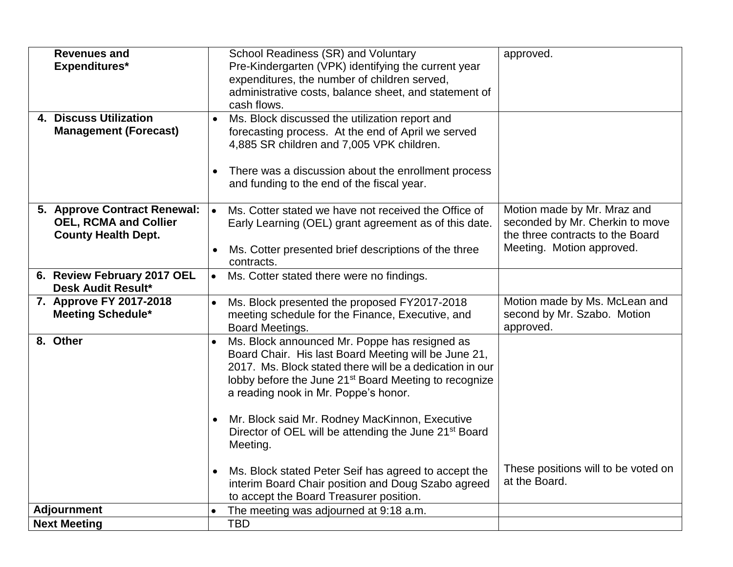| | | |
|---|---|---|
| **Revenues and Expenditures*** | School Readiness (SR) and Voluntary Pre-Kindergarten (VPK) identifying the current year expenditures, the number of children served, administrative costs, balance sheet, and statement of cash flows. | approved. |
| **4. Discuss Utilization Management (Forecast)** | • Ms. Block discussed the utilization report and forecasting process. At the end of April we served 4,885 SR children and 7,005 VPK children.<br><br>• There was a discussion about the enrollment process and funding to the end of the fiscal year. | |
| **5. Approve Contract Renewal: OEL, RCMA and Collier County Health Dept.** | • Ms. Cotter stated we have not received the Office of Early Learning (OEL) grant agreement as of this date.<br><br>• Ms. Cotter presented brief descriptions of the three contracts. | Motion made by Mr. Mraz and seconded by Mr. Cherkin to move the three contracts to the Board Meeting. Motion approved. |
| **6. Review February 2017 OEL Desk Audit Result*** | • Ms. Cotter stated there were no findings. | |
| **7. Approve FY 2017-2018 Meeting Schedule*** | • Ms. Block presented the proposed FY2017-2018 meeting schedule for the Finance, Executive, and Board Meetings. | Motion made by Ms. McLean and second by Mr. Szabo. Motion approved. |
| **8. Other** | • Ms. Block announced Mr. Poppe has resigned as Board Chair. His last Board Meeting will be June 21, 2017. Ms. Block stated there will be a dedication in our lobby before the June 21st Board Meeting to recognize a reading nook in Mr. Poppe's honor.<br><br>• Mr. Block said Mr. Rodney MacKinnon, Executive Director of OEL will be attending the June 21st Board Meeting.<br><br>• Ms. Block stated Peter Seif has agreed to accept the interim Board Chair position and Doug Szabo agreed to accept the Board Treasurer position. | These positions will to be voted on at the Board. |
| **Adjournment** | • The meeting was adjourned at 9:18 a.m. | |
| **Next Meeting** | TBD | |